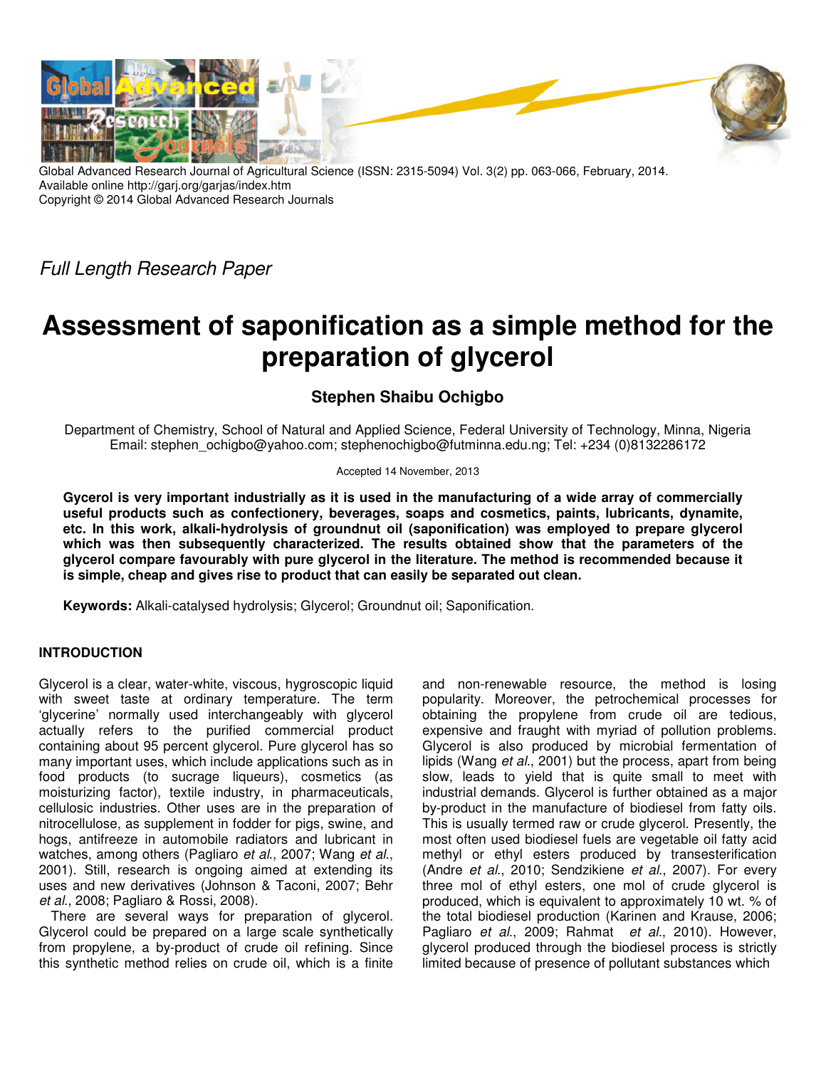Global Advanced Research Journal of Agricultural Science (ISSN: 2315-5094) Vol. 3(2) pp. 063-066, February, 2014.
Available online http://garj.org/garjas/index.htm
Copyright © 2014 Global Advanced Research Journals

*Full Length Research Paper*

# Assessment of saponification as a simple method for the preparation of glycerol

**Stephen Shaibu Ochigbo**

Department of Chemistry, School of Natural and Applied Science, Federal University of Technology, Minna, Nigeria
Email: stephen_ochigbo@yahoo.com; stephenochigbo@futminna.edu.ng; Tel: +234 (0)8132286172

Accepted 14 November, 2013

**Gycerol is very important industrially as it is used in the manufacturing of a wide array of commercially useful products such as confectionery, beverages, soaps and cosmetics, paints, lubricants, dynamite, etc. In this work, alkali-hydrolysis of groundnut oil (saponification) was employed to prepare glycerol which was then subsequently characterized. The results obtained show that the parameters of the glycerol compare favourably with pure glycerol in the literature. The method is recommended because it is simple, cheap and gives rise to product that can easily be separated out clean.**

**Keywords:** Alkali-catalysed hydrolysis; Glycerol; Groundnut oil; Saponification.

## INTRODUCTION

Glycerol is a clear, water-white, viscous, hygroscopic liquid with sweet taste at ordinary temperature. The term 'glycerine' normally used interchangeably with glycerol actually refers to the purified commercial product containing about 95 percent glycerol. Pure glycerol has so many important uses, which include applications such as in food products (to sucrage liqueurs), cosmetics (as moisturizing factor), textile industry, in pharmaceuticals, cellulosic industries. Other uses are in the preparation of nitrocellulose, as supplement in fodder for pigs, swine, and hogs, antifreeze in automobile radiators and lubricant in watches, among others (Pagliaro *et al*., 2007; Wang *et al*., 2001). Still, research is ongoing aimed at extending its uses and new derivatives (Johnson & Taconi, 2007; Behr *et al*., 2008; Pagliaro & Rossi, 2008).

There are several ways for preparation of glycerol. Glycerol could be prepared on a large scale synthetically from propylene, a by-product of crude oil refining. Since this synthetic method relies on crude oil, which is a finite and non-renewable resource, the method is losing popularity. Moreover, the petrochemical processes for obtaining the propylene from crude oil are tedious, expensive and fraught with myriad of pollution problems. Glycerol is also produced by microbial fermentation of lipids (Wang *et al*., 2001) but the process, apart from being slow, leads to yield that is quite small to meet with industrial demands. Glycerol is further obtained as a major by-product in the manufacture of biodiesel from fatty oils. This is usually termed raw or crude glycerol. Presently, the most often used biodiesel fuels are vegetable oil fatty acid methyl or ethyl esters produced by transesterification (Andre *et al*., 2010; Sendzikiene *et al*., 2007). For every three mol of ethyl esters, one mol of crude glycerol is produced, which is equivalent to approximately 10 wt. % of the total biodiesel production (Karinen and Krause, 2006; Pagliaro *et al*., 2009; Rahmat *et al*., 2010). However, glycerol produced through the biodiesel process is strictly limited because of presence of pollutant substances which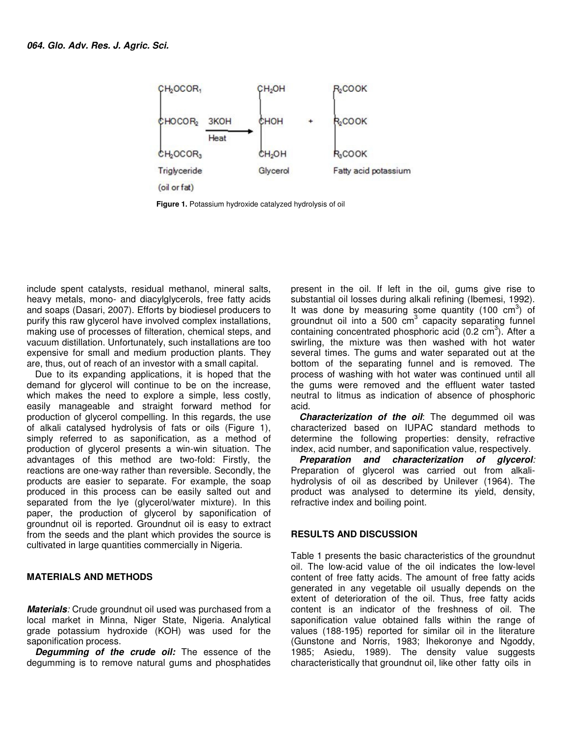$$
\begin{array}{lcll}
CH_2OCOR_1 & & CH_2OH & R_2COOK \\
CHOCOR_2 & \xrightarrow[\text{Heat}]{3KOH} & CHOH \quad + & R_2COOK \\
CH_2OCOR_3 & & CH_2OH & R_3COOK \\
\text{Triglyceride} & & \text{Glycerol} & \text{Fatty acid potassium} \\
\text{(oil or fat)} & & &
\end{array}
$$

**Figure 1.** Potassium hydroxide catalyzed hydrolysis of oil

include spent catalysts, residual methanol, mineral salts, heavy metals, mono- and diacylglycerols, free fatty acids and soaps (Dasari, 2007). Efforts by biodiesel producers to purify this raw glycerol have involved complex installations, making use of processes of filteration, chemical steps, and vacuum distillation. Unfortunately, such installations are too expensive for small and medium production plants. They are, thus, out of reach of an investor with a small capital.

Due to its expanding applications, it is hoped that the demand for glycerol will continue to be on the increase, which makes the need to explore a simple, less costly, easily manageable and straight forward method for production of glycerol compelling. In this regards, the use of alkali catalysed hydrolysis of fats or oils (Figure 1), simply referred to as saponification, as a method of production of glycerol presents a win-win situation. The advantages of this method are two-fold: Firstly, the reactions are one-way rather than reversible. Secondly, the products are easier to separate. For example, the soap produced in this process can be easily salted out and separated from the lye (glycerol/water mixture). In this paper, the production of glycerol by saponification of groundnut oil is reported. Groundnut oil is easy to extract from the seeds and the plant which provides the source is cultivated in large quantities commercially in Nigeria.

## MATERIALS AND METHODS

***Materials**:* Crude groundnut oil used was purchased from a local market in Minna, Niger State, Nigeria. Analytical grade potassium hydroxide (KOH) was used for the saponification process.

***Degumming of the crude oil:*** The essence of the degumming is to remove natural gums and phosphatides present in the oil. If left in the oil, gums give rise to substantial oil losses during alkali refining (Ibemesi, 1992). It was done by measuring some quantity (100 $cm^3$) of groundnut oil into a 500 $cm^3$ capacity separating funnel containing concentrated phosphoric acid (0.2 $cm^3$). After a swirling, the mixture was then washed with hot water several times. The gums and water separated out at the bottom of the separating funnel and is removed. The process of washing with hot water was continued until all the gums were removed and the effluent water tasted neutral to litmus as indication of absence of phosphoric acid.

***Characterization of the oil***: The degummed oil was characterized based on IUPAC standard methods to determine the following properties: density, refractive index, acid number, and saponification value, respectively.

***Preparation and characterization of glycerol**:* Preparation of glycerol was carried out from alkali-hydrolysis of oil as described by Unilever (1964). The product was analysed to determine its yield, density, refractive index and boiling point.

## RESULTS AND DISCUSSION

Table 1 presents the basic characteristics of the groundnut oil. The low-acid value of the oil indicates the low-level content of free fatty acids. The amount of free fatty acids generated in any vegetable oil usually depends on the extent of deterioration of the oil. Thus, free fatty acids content is an indicator of the freshness of oil. The saponification value obtained falls within the range of values (188-195) reported for similar oil in the literature (Gunstone and Norris, 1983; Ihekoronye and Ngoddy, 1985; Asiedu, 1989). The density value suggests characteristically that groundnut oil, like other fatty oils in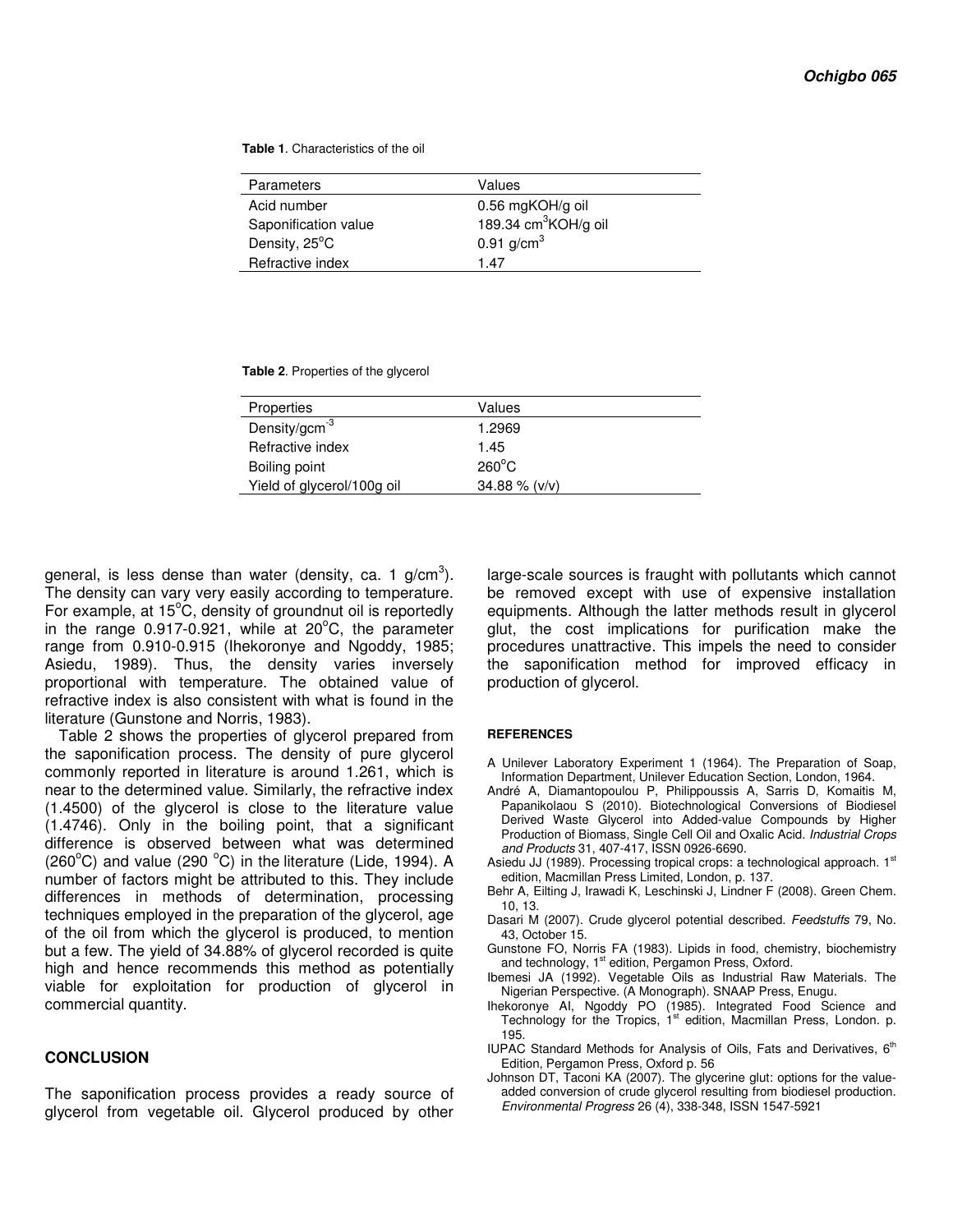**Table 1**. Characteristics of the oil

| Parameters | Values |
|---|---|
| Acid number | 0.56 mgKOH/g oil |
| Saponification value | 189.34 $cm^3$KOH/g oil |
| Density, 25°C | 0.91 g/$cm^3$ |
| Refractive index | 1.47 |

**Table 2**. Properties of the glycerol

| Properties | Values |
|---|---|
| Density/$gcm^{-3}$ | 1.2969 |
| Refractive index | 1.45 |
| Boiling point | 260°C |
| Yield of glycerol/100g oil | 34.88 % (v/v) |

general, is less dense than water (density, ca. 1 g/$cm^3$). The density can vary very easily according to temperature. For example, at 15°C, density of groundnut oil is reportedly in the range 0.917-0.921, while at 20°C, the parameter range from 0.910-0.915 (Ihekoronye and Ngoddy, 1985; Asiedu, 1989). Thus, the density varies inversely proportional with temperature. The obtained value of refractive index is also consistent with what is found in the literature (Gunstone and Norris, 1983).

Table 2 shows the properties of glycerol prepared from the saponification process. The density of pure glycerol commonly reported in literature is around 1.261, which is near to the determined value. Similarly, the refractive index (1.4500) of the glycerol is close to the literature value (1.4746). Only in the boiling point, that a significant difference is observed between what was determined (260°C) and value (290 °C) in the literature (Lide, 1994). A number of factors might be attributed to this. They include differences in methods of determination, processing techniques employed in the preparation of the glycerol, age of the oil from which the glycerol is produced, to mention but a few. The yield of 34.88% of glycerol recorded is quite high and hence recommends this method as potentially viable for exploitation for production of glycerol in commercial quantity.

## CONCLUSION

The saponification process provides a ready source of glycerol from vegetable oil. Glycerol produced by other large-scale sources is fraught with pollutants which cannot be removed except with use of expensive installation equipments. Although the latter methods result in glycerol glut, the cost implications for purification make the procedures unattractive. This impels the need to consider the saponification method for improved efficacy in production of glycerol.

## REFERENCES

A Unilever Laboratory Experiment 1 (1964). The Preparation of Soap, Information Department, Unilever Education Section, London, 1964.

André A, Diamantopoulou P, Philippoussis A, Sarris D, Komaitis M, Papanikolaou S (2010). Biotechnological Conversions of Biodiesel Derived Waste Glycerol into Added-value Compounds by Higher Production of Biomass, Single Cell Oil and Oxalic Acid. *Industrial Crops and Products* 31, 407-417, ISSN 0926-6690.

Asiedu JJ (1989). Processing tropical crops: a technological approach. 1st edition, Macmillan Press Limited, London, p. 137.

Behr A, Eilting J, Irawadi K, Leschinski J, Lindner F (2008). Green Chem. 10, 13.

Dasari M (2007). Crude glycerol potential described. *Feedstuffs* 79, No. 43, October 15.

Gunstone FO, Norris FA (1983). Lipids in food, chemistry, biochemistry and technology, 1st edition, Pergamon Press, Oxford.

Ibemesi JA (1992). Vegetable Oils as Industrial Raw Materials. The Nigerian Perspective. (A Monograph). SNAAP Press, Enugu.

Ihekoronye AI, Ngoddy PO (1985). Integrated Food Science and Technology for the Tropics, 1st edition, Macmillan Press, London. p. 195.

IUPAC Standard Methods for Analysis of Oils, Fats and Derivatives, 6th Edition, Pergamon Press, Oxford p. 56

Johnson DT, Taconi KA (2007). The glycerine glut: options for the value-added conversion of crude glycerol resulting from biodiesel production. *Environmental Progress* 26 (4), 338-348, ISSN 1547-5921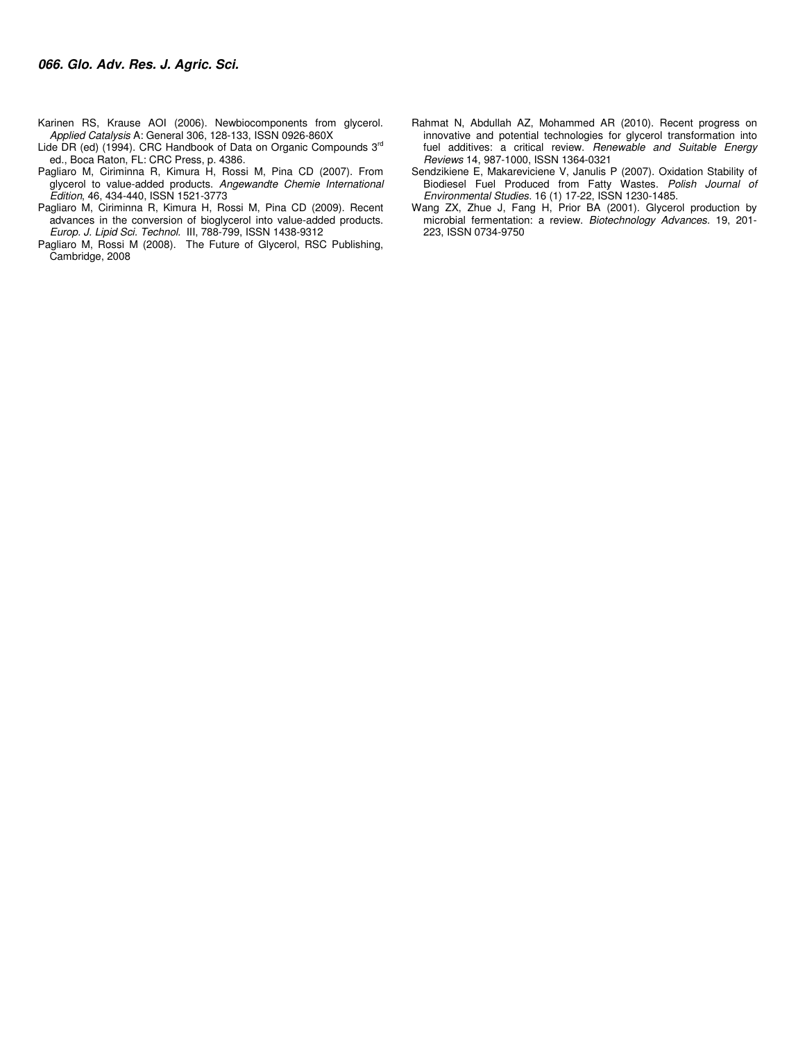Karinen RS, Krause AOI (2006). Newbiocomponents from glycerol. *Applied Catalysis* A: General 306, 128-133, ISSN 0926-860X

Lide DR (ed) (1994). CRC Handbook of Data on Organic Compounds 3rd ed., Boca Raton, FL: CRC Press, p. 4386.

Pagliaro M, Ciriminna R, Kimura H, Rossi M, Pina CD (2007). From glycerol to value-added products. *Angewandte Chemie International Edition*, 46, 434-440, ISSN 1521-3773

Pagliaro M, Ciriminna R, Kimura H, Rossi M, Pina CD (2009). Recent advances in the conversion of bioglycerol into value-added products. *Europ. J. Lipid Sci. Technol.* III, 788-799, ISSN 1438-9312

Pagliaro M, Rossi M (2008). The Future of Glycerol, RSC Publishing, Cambridge, 2008

Rahmat N, Abdullah AZ, Mohammed AR (2010). Recent progress on innovative and potential technologies for glycerol transformation into fuel additives: a critical review. *Renewable and Suitable Energy Reviews* 14, 987-1000, ISSN 1364-0321

Sendzikiene E, Makareviciene V, Janulis P (2007). Oxidation Stability of Biodiesel Fuel Produced from Fatty Wastes. *Polish Journal of Environmental Studies.* 16 (1) 17-22, ISSN 1230-1485.

Wang ZX, Zhue J, Fang H, Prior BA (2001). Glycerol production by microbial fermentation: a review. *Biotechnology Advances.* 19, 201-223, ISSN 0734-9750